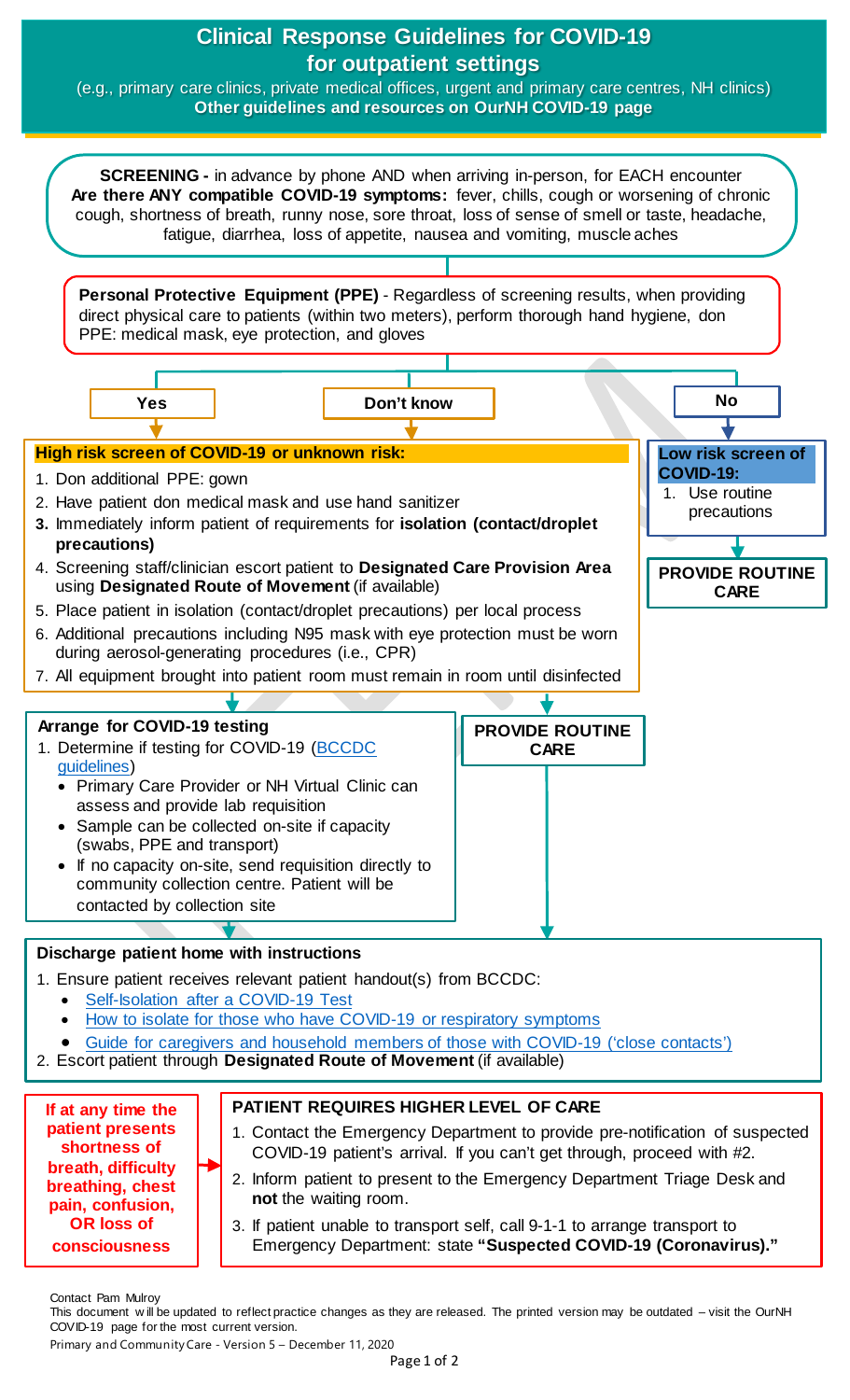# Clinical Response Guidelines for COVID-19 for outpatient settings

(e.g., primary care clinics, private medical offices, urgent and primary care centres, NH clinics)

**Other guidelines and resources on OurNH COVID-19 page**

**SCREENING -** in advance by phone AND when arriving in-person, for EACH encounter
**Are there ANY compatible COVID-19 symptoms:** fever, chills, cough or worsening of chronic cough, shortness of breath, runny nose, sore throat, loss of sense of smell or taste, headache, fatigue, diarrhea, loss of appetite, nausea and vomiting, muscle aches

**Personal Protective Equipment (PPE)** - Regardless of screening results, when providing direct physical care to patients (within two meters), perform thorough hand hygiene, don PPE: medical mask, eye protection, and gloves

**Yes** / **Don't know** / **No**

## High risk screen of COVID-19 or unknown risk:

1. Don additional PPE: gown
2. Have patient don medical mask and use hand sanitizer
3. Immediately inform patient of requirements for **isolation (contact/droplet precautions)**
4. Screening staff/clinician escort patient to **Designated Care Provision Area** using **Designated Route of Movement** (if available)
5. Place patient in isolation (contact/droplet precautions) per local process
6. Additional precautions including N95 mask with eye protection must be worn during aerosol-generating procedures (i.e., CPR)
7. All equipment brought into patient room must remain in room until disinfected

## Low risk screen of COVID-19:

1. Use routine precautions

**PROVIDE ROUTINE CARE**

## Arrange for COVID-19 testing

1. Determine if testing for COVID-19 (BCCDC guidelines)
   - Primary Care Provider or NH Virtual Clinic can assess and provide lab requisition
   - Sample can be collected on-site if capacity (swabs, PPE and transport)
   - If no capacity on-site, send requisition directly to community collection centre. Patient will be contacted by collection site

**PROVIDE ROUTINE CARE**

## Discharge patient home with instructions

1. Ensure patient receives relevant patient handout(s) from BCCDC:
   - Self-Isolation after a COVID-19 Test
   - How to isolate for those who have COVID-19 or respiratory symptoms
   - Guide for caregivers and household members of those with COVID-19 ('close contacts')
2. Escort patient through **Designated Route of Movement** (if available)

**If at any time the patient presents shortness of breath, difficulty breathing, chest pain, confusion, OR loss of consciousness**

## PATIENT REQUIRES HIGHER LEVEL OF CARE

1. Contact the Emergency Department to provide pre-notification of suspected COVID-19 patient's arrival. If you can't get through, proceed with #2.
2. Inform patient to present to the Emergency Department Triage Desk and **not** the waiting room.
3. If patient unable to transport self, call 9-1-1 to arrange transport to Emergency Department: state **"Suspected COVID-19 (Coronavirus)."**

Contact Pam Mulroy
This document will be updated to reflect practice changes as they are released. The printed version may be outdated – visit the OurNH COVID-19 page for the most current version.
Primary and Community Care - Version 5 – December 11, 2020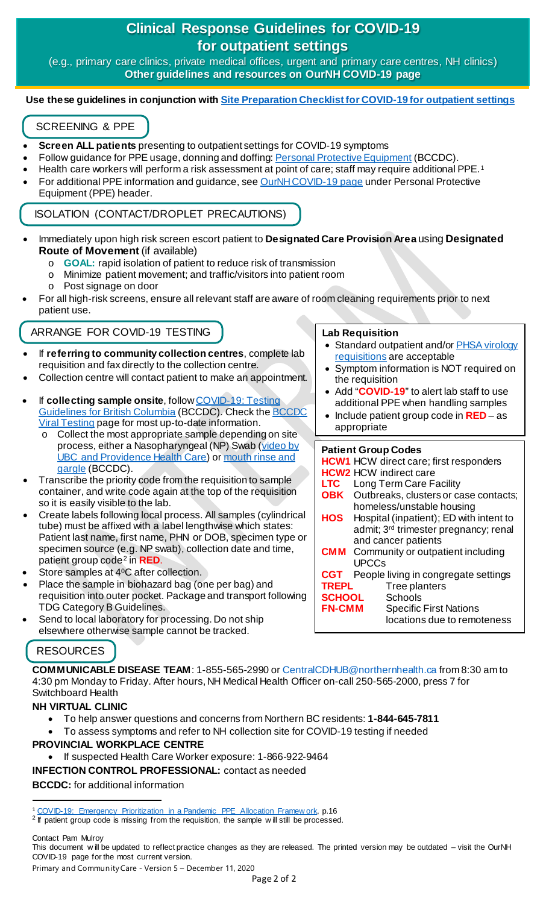# Clinical Response Guidelines for COVID-19 for outpatient settings

(e.g., primary care clinics, private medical offices, urgent and primary care centres, NH clinics)

**Other guidelines and resources on OurNH COVID-19 page**

**Use these guidelines in conjunction with Site Preparation Checklist for COVID-19 for outpatient settings**

## SCREENING & PPE

- **Screen ALL patients** presenting to outpatient settings for COVID-19 symptoms
- Follow guidance for PPE usage, donning and doffing: Personal Protective Equipment (BCCDC).
- Health care workers will perform a risk assessment at point of care; staff may require additional PPE.[1]
- For additional PPE information and guidance, see OurNH COVID-19 page under Personal Protective Equipment (PPE) header.

## ISOLATION (CONTACT/DROPLET PRECAUTIONS)

- Immediately upon high risk screen escort patient to **Designated Care Provision Area** using **Designated Route of Movement** (if available)
  - **GOAL:** rapid isolation of patient to reduce risk of transmission
  - Minimize patient movement; and traffic/visitors into patient room
  - Post signage on door
- For all high-risk screens, ensure all relevant staff are aware of room cleaning requirements prior to next patient use.

## ARRANGE FOR COVID-19 TESTING

- If **referring to community collection centres**, complete lab requisition and fax directly to the collection centre.
- Collection centre will contact patient to make an appointment.
- If **collecting sample onsite**, follow COVID-19: Testing Guidelines for British Columbia (BCCDC). Check the BCCDC Viral Testing page for most up-to-date information.
  - Collect the most appropriate sample depending on site process, either a Nasopharyngeal (NP) Swab (video by UBC and Providence Health Care) or mouth rinse and gargle (BCCDC).
- Transcribe the priority code from the requisition to sample container, and write code again at the top of the requisition so it is easily visible to the lab.
- Create labels following local process. All samples (cylindrical tube) must be affixed with a label lengthwise which states: Patient last name, first name, PHN or DOB, specimen type or specimen source (e.g. NP swab), collection date and time, patient group code[2] in **RED**.
- Store samples at 4°C after collection.
- Place the sample in biohazard bag (one per bag) and requisition into outer pocket. Package and transport following TDG Category B Guidelines.
- Send to local laboratory for processing. Do not ship elsewhere otherwise sample cannot be tracked.

### Lab Requisition

- Standard outpatient and/or PHSA virology requisitions are acceptable
- Symptom information is NOT required on the requisition
- Add "**COVID-19**" to alert lab staff to use additional PPE when handling samples
- Include patient group code in **RED** – as appropriate

### Patient Group Codes

| Code | Description |
|---|---|
| **HCW1** | HCW direct care; first responders |
| **HCW2** | HCW indirect care |
| **LTC** | Long Term Care Facility |
| **OBK** | Outbreaks, clusters or case contacts; homeless/unstable housing |
| **HOS** | Hospital (inpatient); ED with intent to admit; 3rd trimester pregnancy; renal and cancer patients |
| **CMM** | Community or outpatient including UPCCs |
| **CGT** | People living in congregate settings |
| **TREPL** | Tree planters |
| **SCHOOL** | Schools |
| **FN-CMM** | Specific First Nations locations due to remoteness |

## RESOURCES

**COMMUNICABLE DISEASE TEAM**: 1-855-565-2990 or CentralCDHUB@northernhealth.ca from 8:30 am to 4:30 pm Monday to Friday. After hours, NH Medical Health Officer on-call 250-565-2000, press 7 for Switchboard Health

**NH VIRTUAL CLINIC**

- To help answer questions and concerns from Northern BC residents: **1-844-645-7811**
- To assess symptoms and refer to NH collection site for COVID-19 testing if needed

**PROVINCIAL WORKPLACE CENTRE**

- If suspected Health Care Worker exposure: 1-866-922-9464

**INFECTION CONTROL PROFESSIONAL:** contact as needed

**BCCDC:** for additional information

---

[1] COVID-19: Emergency Prioritization in a Pandemic PPE Allocation Framework, p.16

[2] If patient group code is missing from the requisition, the sample will still be processed.

Contact Pam Mulroy

This document will be updated to reflect practice changes as they are released. The printed version may be outdated – visit the OurNH COVID-19 page for the most current version.

Primary and Community Care - Version 5 – December 11, 2020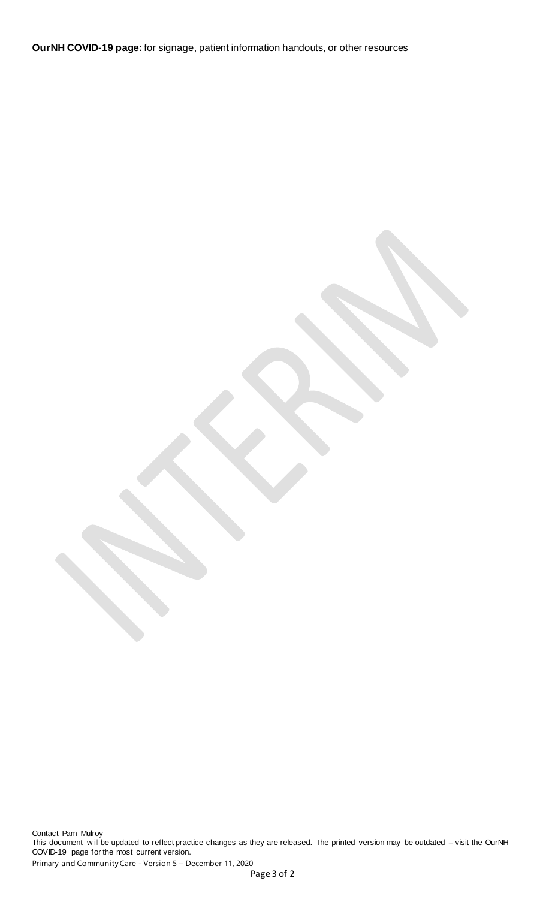**OurNH COVID-19 page:** for signage, patient information handouts, or other resources

Contact Pam Mulroy
This document will be updated to reflect practice changes as they are released. The printed version may be outdated – visit the OurNH COVID-19 page for the most current version.